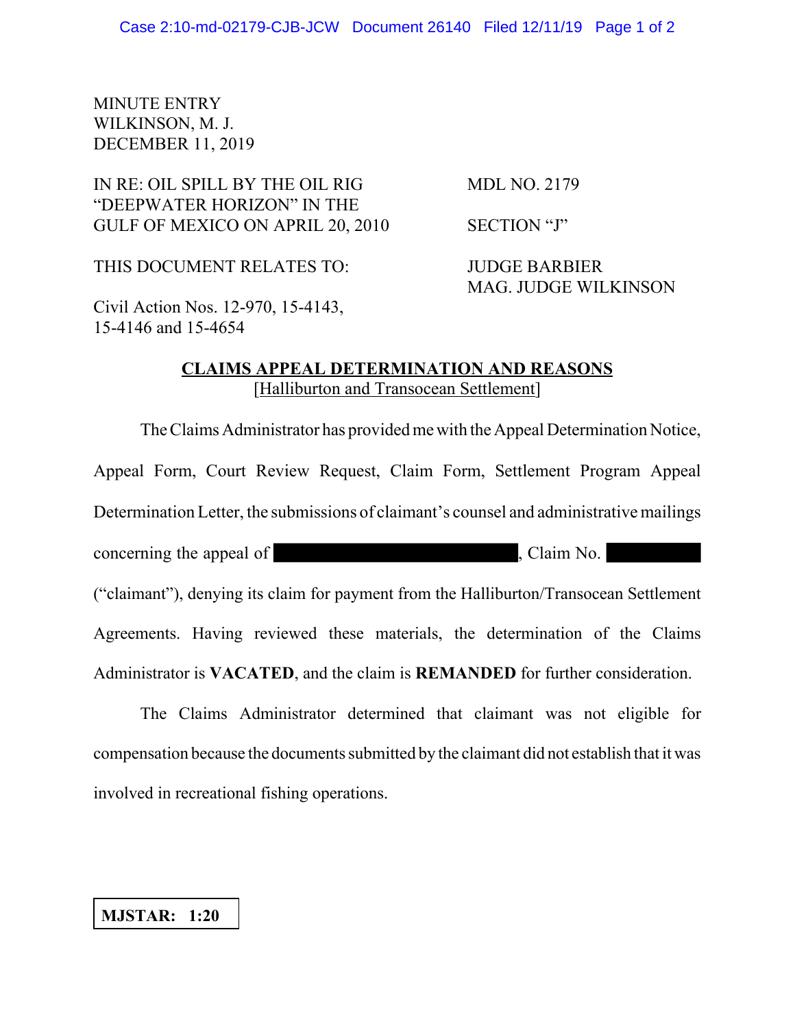MINUTE ENTRY
WILKINSON, M. J.
DECEMBER 11, 2019

IN RE: OIL SPILL BY THE OIL RIG "DEEPWATER HORIZON" IN THE GULF OF MEXICO ON APRIL 20, 2010

MDL NO. 2179

SECTION "J"

THIS DOCUMENT RELATES TO:

Civil Action Nos. 12-970, 15-4143, 15-4146 and 15-4654

JUDGE BARBIER
MAG. JUDGE WILKINSON

**CLAIMS APPEAL DETERMINATION AND REASONS**
[Halliburton and Transocean Settlement]

The Claims Administrator has provided me with the Appeal Determination Notice, Appeal Form, Court Review Request, Claim Form, Settlement Program Appeal Determination Letter, the submissions of claimant's counsel and administrative mailings concerning the appeal of [REDACTED], Claim No. [REDACTED] ("claimant"), denying its claim for payment from the Halliburton/Transocean Settlement Agreements. Having reviewed these materials, the determination of the Claims Administrator is **VACATED**, and the claim is **REMANDED** for further consideration.

The Claims Administrator determined that claimant was not eligible for compensation because the documents submitted by the claimant did not establish that it was involved in recreational fishing operations.

**MJSTAR: 1:20**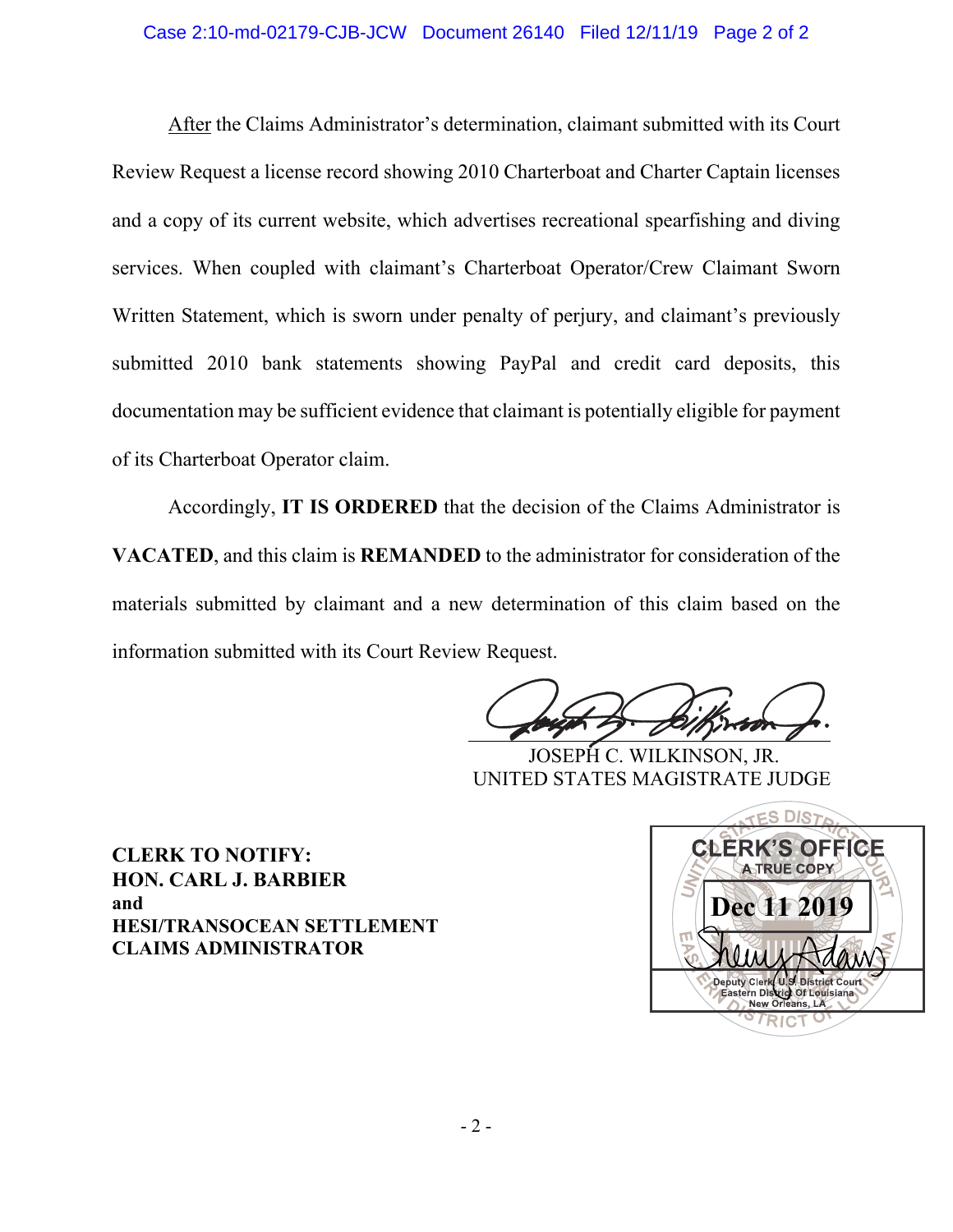<u>After</u> the Claims Administrator's determination, claimant submitted with its Court Review Request a license record showing 2010 Charterboat and Charter Captain licenses and a copy of its current website, which advertises recreational spearfishing and diving services. When coupled with claimant's Charterboat Operator/Crew Claimant Sworn Written Statement, which is sworn under penalty of perjury, and claimant's previously submitted 2010 bank statements showing PayPal and credit card deposits, this documentation may be sufficient evidence that claimant is potentially eligible for payment of its Charterboat Operator claim.

Accordingly, **IT IS ORDERED** that the decision of the Claims Administrator is **VACATED**, and this claim is **REMANDED** to the administrator for consideration of the materials submitted by claimant and a new determination of this claim based on the information submitted with its Court Review Request.

JOSEPH C. WILKINSON, JR.
UNITED STATES MAGISTRATE JUDGE

**CLERK TO NOTIFY:**
**HON. CARL J. BARBIER**
**and**
**HESI/TRANSOCEAN SETTLEMENT CLAIMS ADMINISTRATOR**

CLERK'S OFFICE
A TRUE COPY
Dec 11 2019
Deputy Clerk, U.S. District Court
Eastern District Of Louisiana
New Orleans, LA